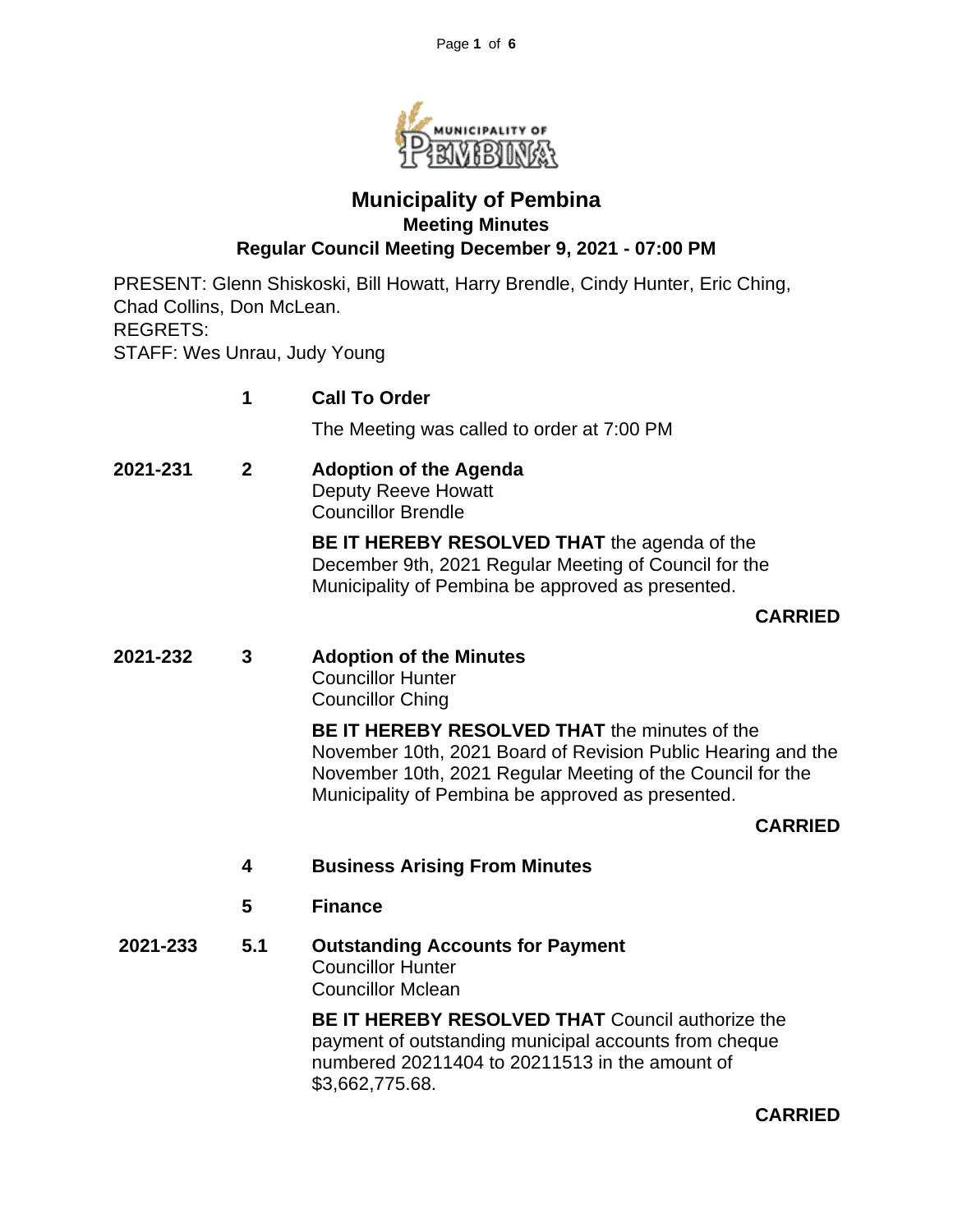# Municipality of Pembina

## Meeting Minutes

### Regular Council Meeting December 9, 2021 - 07:00 PM

PRESENT: Glenn Shiskoski, Bill Howatt, Harry Brendle, Cindy Hunter, Eric Ching, Chad Collins, Don McLean.
REGRETS:
STAFF: Wes Unrau, Judy Young

**1 Call To Order**

The Meeting was called to order at 7:00 PM

**2021-231 2 Adoption of the Agenda**
Deputy Reeve Howatt
Councillor Brendle

**BE IT HEREBY RESOLVED THAT** the agenda of the December 9th, 2021 Regular Meeting of Council for the Municipality of Pembina be approved as presented.

**CARRIED**

**2021-232 3 Adoption of the Minutes**
Councillor Hunter
Councillor Ching

**BE IT HEREBY RESOLVED THAT** the minutes of the November 10th, 2021 Board of Revision Public Hearing and the November 10th, 2021 Regular Meeting of the Council for the Municipality of Pembina be approved as presented.

**CARRIED**

**4 Business Arising From Minutes**

**5 Finance**

**2021-233 5.1 Outstanding Accounts for Payment**
Councillor Hunter
Councillor Mclean

**BE IT HEREBY RESOLVED THAT** Council authorize the payment of outstanding municipal accounts from cheque numbered 20211404 to 20211513 in the amount of $3,662,775.68.

**CARRIED**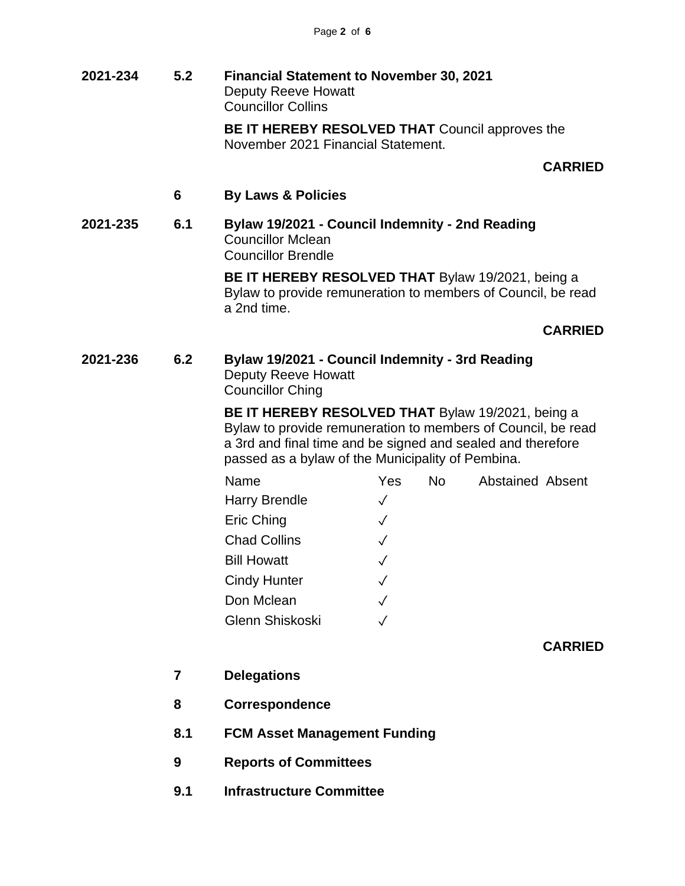**2021-234 5.2 Financial Statement to November 30, 2021**

Deputy Reeve Howatt
Councillor Collins

**BE IT HEREBY RESOLVED THAT** Council approves the November 2021 Financial Statement.

**CARRIED**

## 6 By Laws & Policies

**2021-235 6.1 Bylaw 19/2021 - Council Indemnity - 2nd Reading**

Councillor Mclean
Councillor Brendle

**BE IT HEREBY RESOLVED THAT** Bylaw 19/2021, being a Bylaw to provide remuneration to members of Council, be read a 2nd time.

**CARRIED**

**2021-236 6.2 Bylaw 19/2021 - Council Indemnity - 3rd Reading**

Deputy Reeve Howatt
Councillor Ching

**BE IT HEREBY RESOLVED THAT** Bylaw 19/2021, being a Bylaw to provide remuneration to members of Council, be read a 3rd and final time and be signed and sealed and therefore passed as a bylaw of the Municipality of Pembina.

| Name | Yes | No | Abstained | Absent |
|---|---|---|---|---|
| Harry Brendle | ✓ | | | |
| Eric Ching | ✓ | | | |
| Chad Collins | ✓ | | | |
| Bill Howatt | ✓ | | | |
| Cindy Hunter | ✓ | | | |
| Don Mclean | ✓ | | | |
| Glenn Shiskoski | ✓ | | | |

**CARRIED**

## 7 Delegations

## 8 Correspondence

**8.1 FCM Asset Management Funding**

## 9 Reports of Committees

**9.1 Infrastructure Committee**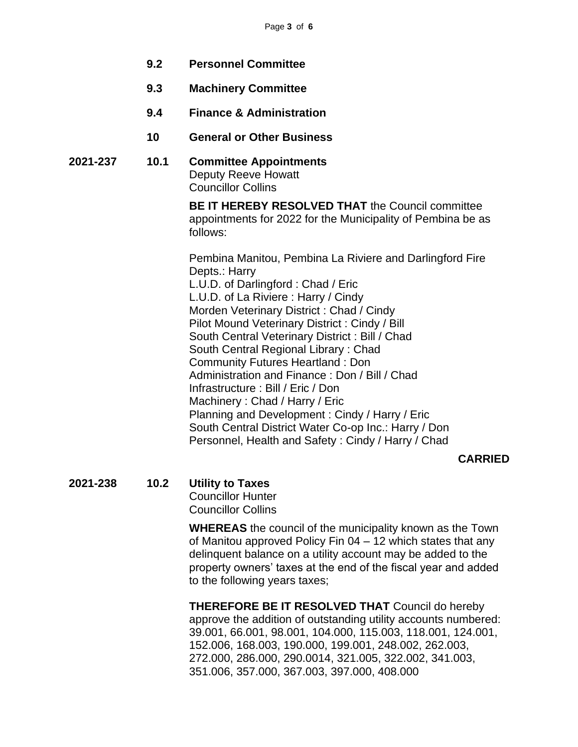**9.2 Personnel Committee**

**9.3 Machinery Committee**

**9.4 Finance & Administration**

**10 General or Other Business**

**2021-237 10.1 Committee Appointments**

Deputy Reeve Howatt
Councillor Collins

**BE IT HEREBY RESOLVED THAT** the Council committee appointments for 2022 for the Municipality of Pembina be as follows:

Pembina Manitou, Pembina La Riviere and Darlingford Fire Depts.: Harry
L.U.D. of Darlingford : Chad / Eric
L.U.D. of La Riviere : Harry / Cindy
Morden Veterinary District : Chad / Cindy
Pilot Mound Veterinary District : Cindy / Bill
South Central Veterinary District : Bill / Chad
South Central Regional Library : Chad
Community Futures Heartland : Don
Administration and Finance : Don / Bill / Chad
Infrastructure : Bill / Eric / Don
Machinery : Chad / Harry / Eric
Planning and Development : Cindy / Harry / Eric
South Central District Water Co-op Inc.: Harry / Don
Personnel, Health and Safety : Cindy / Harry / Chad

**CARRIED**

**2021-238 10.2 Utility to Taxes**

Councillor Hunter
Councillor Collins

**WHEREAS** the council of the municipality known as the Town of Manitou approved Policy Fin 04 – 12 which states that any delinquent balance on a utility account may be added to the property owners' taxes at the end of the fiscal year and added to the following years taxes;

**THEREFORE BE IT RESOLVED THAT** Council do hereby approve the addition of outstanding utility accounts numbered: 39.001, 66.001, 98.001, 104.000, 115.003, 118.001, 124.001, 152.006, 168.003, 190.000, 199.001, 248.002, 262.003, 272.000, 286.000, 290.0014, 321.005, 322.002, 341.003, 351.006, 357.000, 367.003, 397.000, 408.000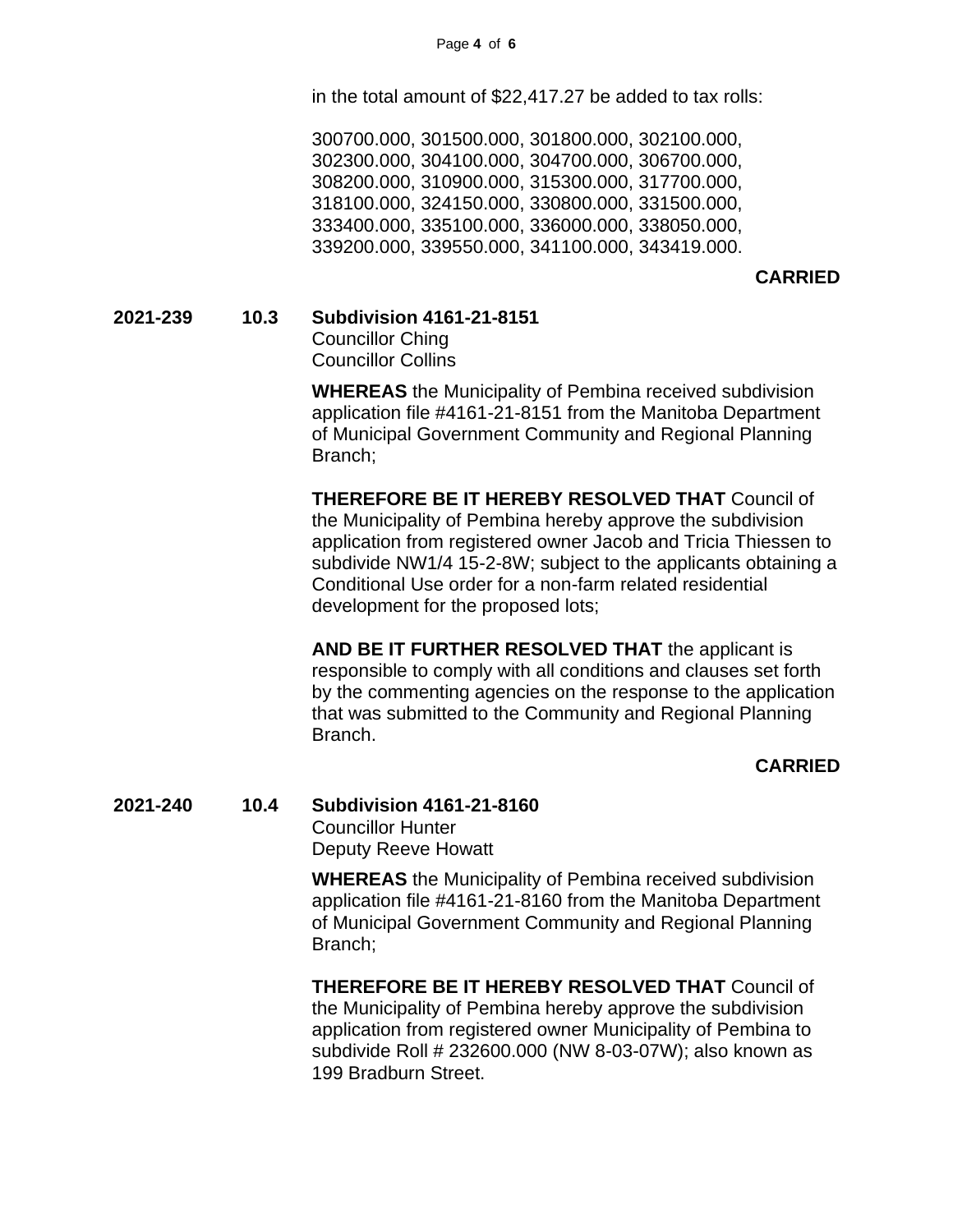in the total amount of $22,417.27 be added to tax rolls:

300700.000, 301500.000, 301800.000, 302100.000, 302300.000, 304100.000, 304700.000, 306700.000, 308200.000, 310900.000, 315300.000, 317700.000, 318100.000, 324150.000, 330800.000, 331500.000, 333400.000, 335100.000, 336000.000, 338050.000, 339200.000, 339550.000, 341100.000, 343419.000.

**CARRIED**

**2021-239 10.3 Subdivision 4161-21-8151**
Councillor Ching
Councillor Collins

**WHEREAS** the Municipality of Pembina received subdivision application file #4161-21-8151 from the Manitoba Department of Municipal Government Community and Regional Planning Branch;

**THEREFORE BE IT HEREBY RESOLVED THAT** Council of the Municipality of Pembina hereby approve the subdivision application from registered owner Jacob and Tricia Thiessen to subdivide NW1/4 15-2-8W; subject to the applicants obtaining a Conditional Use order for a non-farm related residential development for the proposed lots;

**AND BE IT FURTHER RESOLVED THAT** the applicant is responsible to comply with all conditions and clauses set forth by the commenting agencies on the response to the application that was submitted to the Community and Regional Planning Branch.

**CARRIED**

**2021-240 10.4 Subdivision 4161-21-8160**
Councillor Hunter
Deputy Reeve Howatt

**WHEREAS** the Municipality of Pembina received subdivision application file #4161-21-8160 from the Manitoba Department of Municipal Government Community and Regional Planning Branch;

**THEREFORE BE IT HEREBY RESOLVED THAT** Council of the Municipality of Pembina hereby approve the subdivision application from registered owner Municipality of Pembina to subdivide Roll # 232600.000 (NW 8-03-07W); also known as 199 Bradburn Street.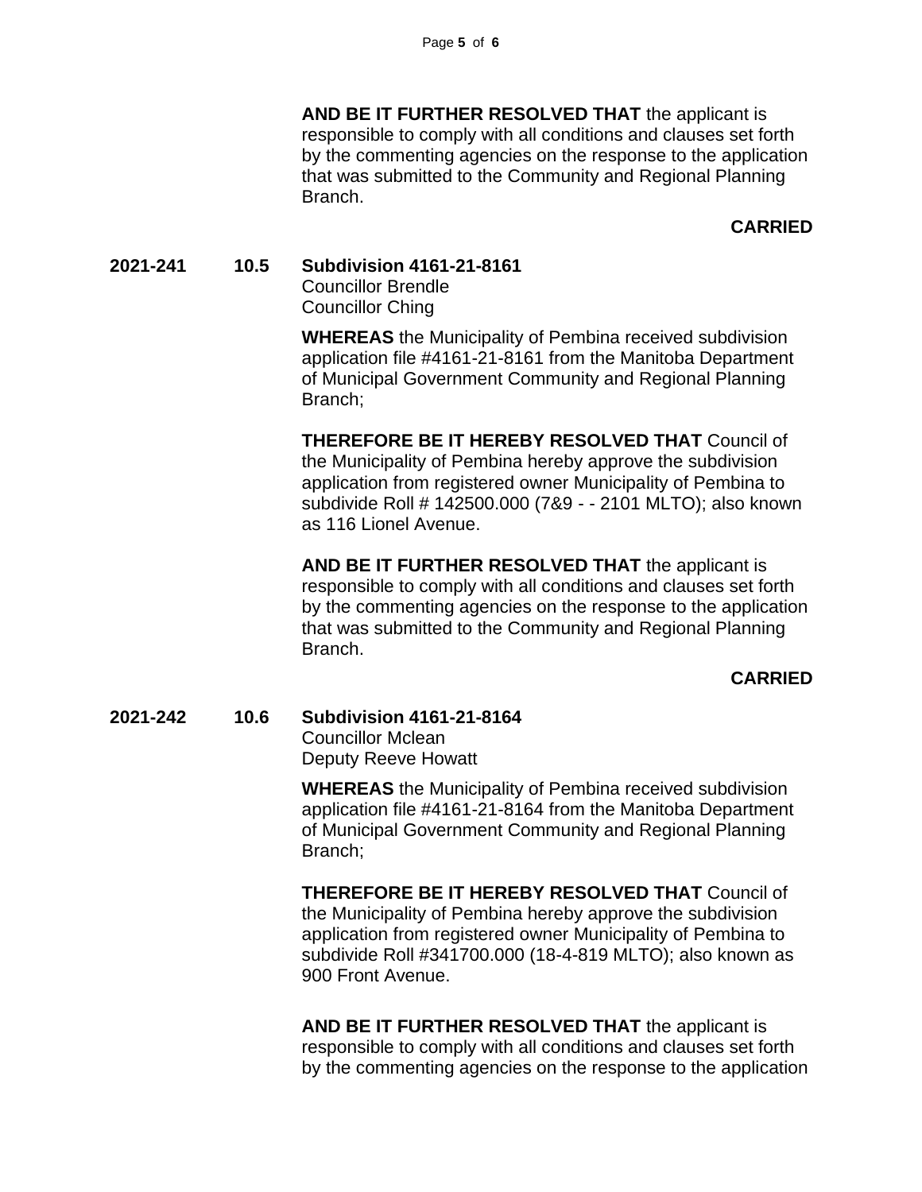**AND BE IT FURTHER RESOLVED THAT** the applicant is responsible to comply with all conditions and clauses set forth by the commenting agencies on the response to the application that was submitted to the Community and Regional Planning Branch.

**CARRIED**

**2021-241 10.5 Subdivision 4161-21-8161**
Councillor Brendle
Councillor Ching

**WHEREAS** the Municipality of Pembina received subdivision application file #4161-21-8161 from the Manitoba Department of Municipal Government Community and Regional Planning Branch;

**THEREFORE BE IT HEREBY RESOLVED THAT** Council of the Municipality of Pembina hereby approve the subdivision application from registered owner Municipality of Pembina to subdivide Roll # 142500.000 (7&9 - - 2101 MLTO); also known as 116 Lionel Avenue.

**AND BE IT FURTHER RESOLVED THAT** the applicant is responsible to comply with all conditions and clauses set forth by the commenting agencies on the response to the application that was submitted to the Community and Regional Planning Branch.

**CARRIED**

**2021-242 10.6 Subdivision 4161-21-8164**
Councillor Mclean
Deputy Reeve Howatt

**WHEREAS** the Municipality of Pembina received subdivision application file #4161-21-8164 from the Manitoba Department of Municipal Government Community and Regional Planning Branch;

**THEREFORE BE IT HEREBY RESOLVED THAT** Council of the Municipality of Pembina hereby approve the subdivision application from registered owner Municipality of Pembina to subdivide Roll #341700.000 (18-4-819 MLTO); also known as 900 Front Avenue.

**AND BE IT FURTHER RESOLVED THAT** the applicant is responsible to comply with all conditions and clauses set forth by the commenting agencies on the response to the application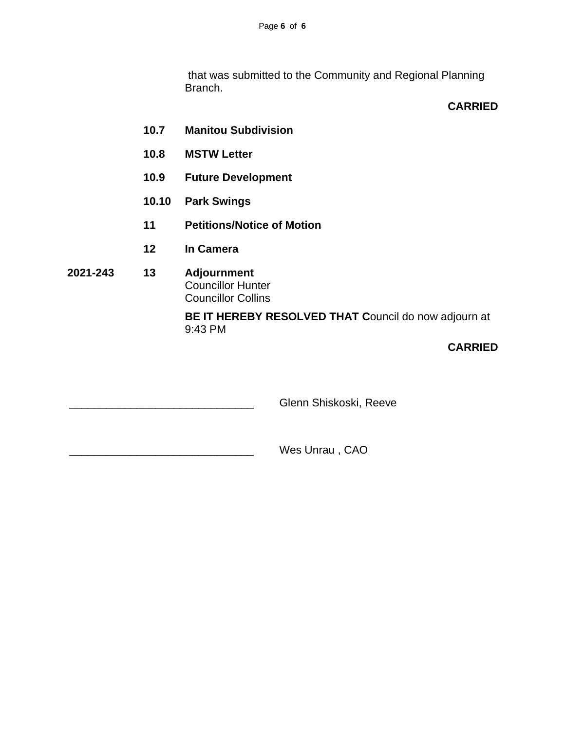that was submitted to the Community and Regional Planning Branch.

**CARRIED**

**10.7 Manitou Subdivision**

**10.8 MSTW Letter**

**10.9 Future Development**

**10.10 Park Swings**

**11 Petitions/Notice of Motion**

**12 In Camera**

**2021-243** **13 Adjournment**
Councillor Hunter
Councillor Collins

**BE IT HEREBY RESOLVED THAT C**ouncil do now adjourn at 9:43 PM

**CARRIED**

_____________________________ Glenn Shiskoski, Reeve

_____________________________ Wes Unrau , CAO